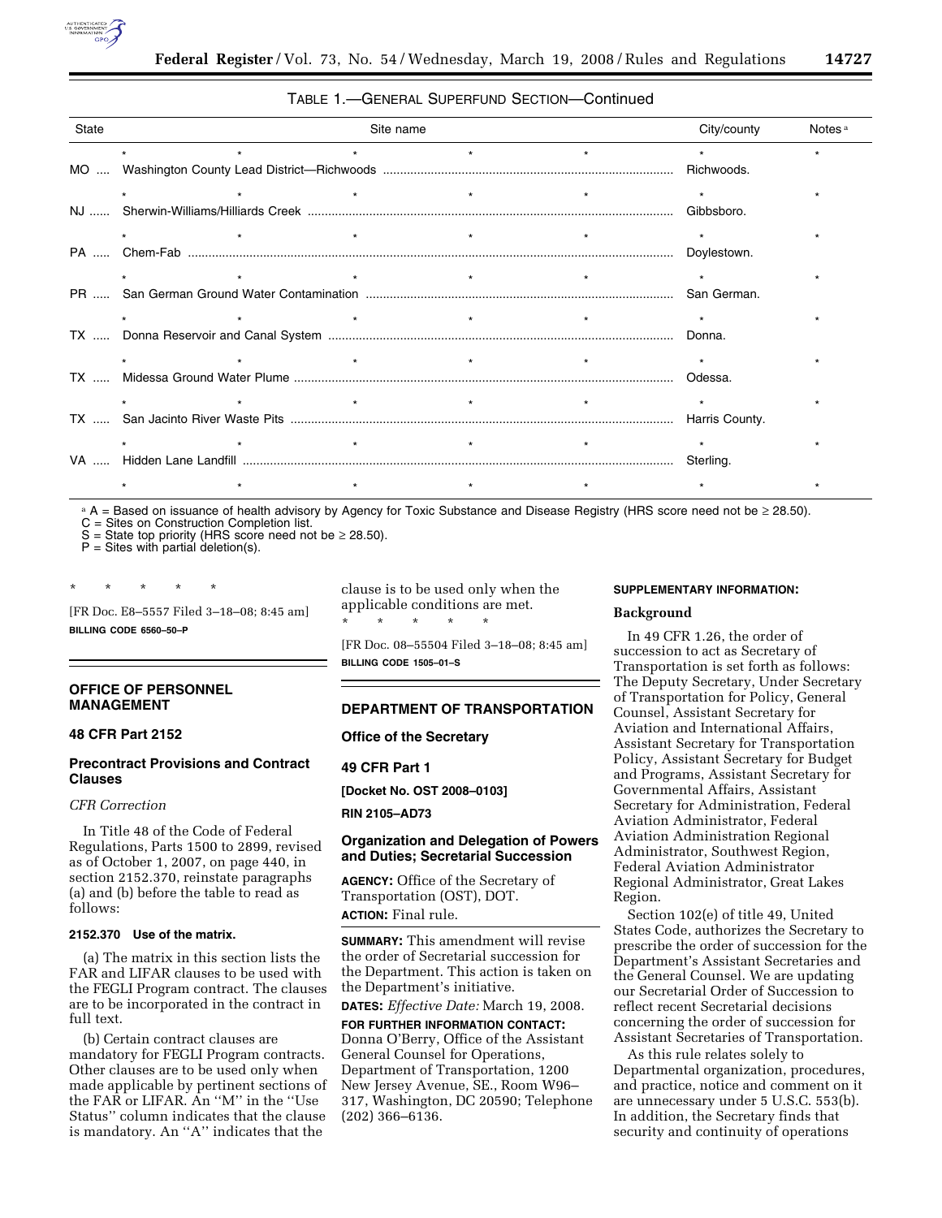TABLE 1.—GENERAL SUPERFUND SECTION—Continued

| State | Site name | City/county | Notes [a] |
|---|---|---|---|
| * | * * * * * | * | * |
| MO | Washington County Lead District—Richwoods | Richwoods. | |
| * | * * * * * | * | * |
| NJ | Sherwin-Williams/Hilliards Creek | Gibbsboro. | |
| * | * * * * * | * | * |
| PA | Chem-Fab | Doylestown. | |
| * | * * * * * | * | * |
| PR | San German Ground Water Contamination | San German. | |
| * | * * * * * | * | * |
| TX | Donna Reservoir and Canal System | Donna. | |
| * | * * * * * | * | * |
| TX | Midessa Ground Water Plume | Odessa. | |
| * | * * * * * | * | * |
| TX | San Jacinto River Waste Pits | Harris County. | |
| * | * * * * * | * | * |
| VA | Hidden Lane Landfill | Sterling. | |
| * | * * * * * | * | * |

[a] A = Based on issuance of health advisory by Agency for Toxic Substance and Disease Registry (HRS score need not be ≥ 28.50).
C = Sites on Construction Completion list.
S = State top priority (HRS score need not be ≥ 28.50).
P = Sites with partial deletion(s).

\* \* \* \* \*

[FR Doc. E8–5557 Filed 3–18–08; 8:45 am]

**BILLING CODE 6560–50–P**

## OFFICE OF PERSONNEL MANAGEMENT

### 48 CFR Part 2152

### Precontract Provisions and Contract Clauses

*CFR Correction*

In Title 48 of the Code of Federal Regulations, Parts 1500 to 2899, revised as of October 1, 2007, on page 440, in section 2152.370, reinstate paragraphs (a) and (b) before the table to read as follows:

**2152.370 Use of the matrix.**

(a) The matrix in this section lists the FAR and LIFAR clauses to be used with the FEGLI Program contract. The clauses are to be incorporated in the contract in full text.

(b) Certain contract clauses are mandatory for FEGLI Program contracts. Other clauses are to be used only when made applicable by pertinent sections of the FAR or LIFAR. An ''M'' in the ''Use Status'' column indicates that the clause is mandatory. An ''A'' indicates that the clause is to be used only when the applicable conditions are met.

\* \* \* \* \*

[FR Doc. 08–55504 Filed 3–18–08; 8:45 am]

**BILLING CODE 1505–01–S**

## DEPARTMENT OF TRANSPORTATION

### Office of the Secretary

### 49 CFR Part 1

**[Docket No. OST 2008–0103]**

**RIN 2105–AD73**

### Organization and Delegation of Powers and Duties; Secretarial Succession

**AGENCY:** Office of the Secretary of Transportation (OST), DOT.

**ACTION:** Final rule.

**SUMMARY:** This amendment will revise the order of Secretarial succession for the Department. This action is taken on the Department's initiative.

**DATES:** *Effective Date:* March 19, 2008.

**FOR FURTHER INFORMATION CONTACT:** Donna O'Berry, Office of the Assistant General Counsel for Operations, Department of Transportation, 1200 New Jersey Avenue, SE., Room W96–317, Washington, DC 20590; Telephone (202) 366–6136.

**SUPPLEMENTARY INFORMATION:**

**Background**

In 49 CFR 1.26, the order of succession to act as Secretary of Transportation is set forth as follows: The Deputy Secretary, Under Secretary of Transportation for Policy, General Counsel, Assistant Secretary for Aviation and International Affairs, Assistant Secretary for Transportation Policy, Assistant Secretary for Budget and Programs, Assistant Secretary for Governmental Affairs, Assistant Secretary for Administration, Federal Aviation Administrator, Federal Aviation Administration Regional Administrator, Southwest Region, Federal Aviation Administrator Regional Administrator, Great Lakes Region.

Section 102(e) of title 49, United States Code, authorizes the Secretary to prescribe the order of succession for the Department's Assistant Secretaries and the General Counsel. We are updating our Secretarial Order of Succession to reflect recent Secretarial decisions concerning the order of succession for Assistant Secretaries of Transportation.

As this rule relates solely to Departmental organization, procedures, and practice, notice and comment on it are unnecessary under 5 U.S.C. 553(b). In addition, the Secretary finds that security and continuity of operations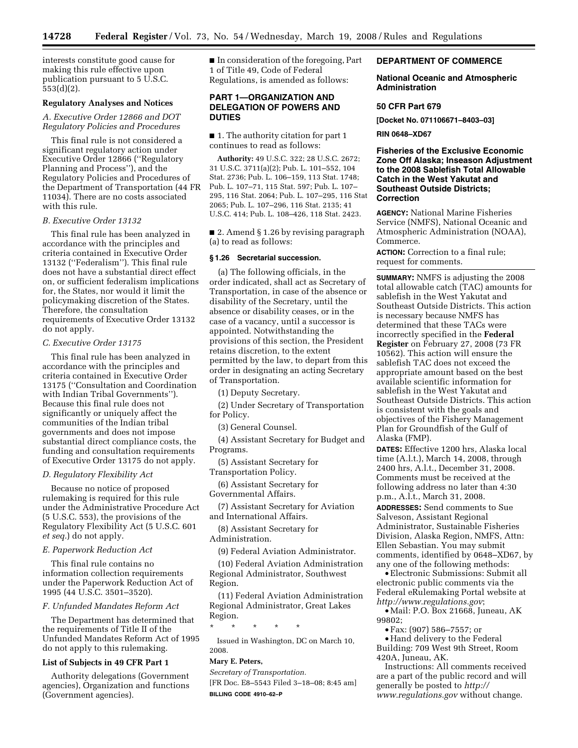interests constitute good cause for making this rule effective upon publication pursuant to 5 U.S.C. 553(d)(2).

**Regulatory Analyses and Notices**

*A. Executive Order 12866 and DOT Regulatory Policies and Procedures*

This final rule is not considered a significant regulatory action under Executive Order 12866 (''Regulatory Planning and Process''), and the Regulatory Policies and Procedures of the Department of Transportation (44 FR 11034). There are no costs associated with this rule.

*B. Executive Order 13132*

This final rule has been analyzed in accordance with the principles and criteria contained in Executive Order 13132 (''Federalism''). This final rule does not have a substantial direct effect on, or sufficient federalism implications for, the States, nor would it limit the policymaking discretion of the States. Therefore, the consultation requirements of Executive Order 13132 do not apply.

*C. Executive Order 13175*

This final rule has been analyzed in accordance with the principles and criteria contained in Executive Order 13175 (''Consultation and Coordination with Indian Tribal Governments''). Because this final rule does not significantly or uniquely affect the communities of the Indian tribal governments and does not impose substantial direct compliance costs, the funding and consultation requirements of Executive Order 13175 do not apply.

*D. Regulatory Flexibility Act*

Because no notice of proposed rulemaking is required for this rule under the Administrative Procedure Act (5 U.S.C. 553), the provisions of the Regulatory Flexibility Act (5 U.S.C. 601 *et seq.*) do not apply.

*E. Paperwork Reduction Act*

This final rule contains no information collection requirements under the Paperwork Reduction Act of 1995 (44 U.S.C. 3501–3520).

*F. Unfunded Mandates Reform Act*

The Department has determined that the requirements of Title II of the Unfunded Mandates Reform Act of 1995 do not apply to this rulemaking.

**List of Subjects in 49 CFR Part 1**

Authority delegations (Government agencies), Organization and functions (Government agencies).

■ In consideration of the foregoing, Part 1 of Title 49, Code of Federal Regulations, is amended as follows:

## PART 1—ORGANIZATION AND DELEGATION OF POWERS AND DUTIES

■ 1. The authority citation for part 1 continues to read as follows:

**Authority:** 49 U.S.C. 322; 28 U.S.C. 2672; 31 U.S.C. 3711(a)(2); Pub. L. 101–552, 104 Stat. 2736; Pub. L. 106–159, 113 Stat. 1748; Pub. L. 107–71, 115 Stat. 597; Pub. L. 107–295, 116 Stat. 2064; Pub. L. 107–295, 116 Stat 2065; Pub. L. 107–296, 116 Stat. 2135; 41 U.S.C. 414; Pub. L. 108–426, 118 Stat. 2423.

■ 2. Amend § 1.26 by revising paragraph (a) to read as follows:

**§ 1.26 Secretarial succession.**

(a) The following officials, in the order indicated, shall act as Secretary of Transportation, in case of the absence or disability of the Secretary, until the absence or disability ceases, or in the case of a vacancy, until a successor is appointed. Notwithstanding the provisions of this section, the President retains discretion, to the extent permitted by the law, to depart from this order in designating an acting Secretary of Transportation.

(1) Deputy Secretary.

(2) Under Secretary of Transportation for Policy.

(3) General Counsel.

(4) Assistant Secretary for Budget and Programs.

(5) Assistant Secretary for Transportation Policy.

(6) Assistant Secretary for Governmental Affairs.

(7) Assistant Secretary for Aviation and International Affairs.

(8) Assistant Secretary for Administration.

(9) Federal Aviation Administrator.

(10) Federal Aviation Administration Regional Administrator, Southwest Region.

(11) Federal Aviation Administration Regional Administrator, Great Lakes Region.

\* \* \* \* \*

Issued in Washington, DC on March 10, 2008.

**Mary E. Peters,**

*Secretary of Transportation.*

[FR Doc. E8–5543 Filed 3–18–08; 8:45 am]

**BILLING CODE 4910–62–P**

## DEPARTMENT OF COMMERCE

### National Oceanic and Atmospheric Administration

**50 CFR Part 679**

**[Docket No. 071106671–8403–03]**

**RIN 0648–XD67**

### Fisheries of the Exclusive Economic Zone Off Alaska; Inseason Adjustment to the 2008 Sablefish Total Allowable Catch in the West Yakutat and Southeast Outside Districts; Correction

**AGENCY:** National Marine Fisheries Service (NMFS), National Oceanic and Atmospheric Administration (NOAA), Commerce.

**ACTION:** Correction to a final rule; request for comments.

**SUMMARY:** NMFS is adjusting the 2008 total allowable catch (TAC) amounts for sablefish in the West Yakutat and Southeast Outside Districts. This action is necessary because NMFS has determined that these TACs were incorrectly specified in the **Federal Register** on February 27, 2008 (73 FR 10562). This action will ensure the sablefish TAC does not exceed the appropriate amount based on the best available scientific information for sablefish in the West Yakutat and Southeast Outside Districts. This action is consistent with the goals and objectives of the Fishery Management Plan for Groundfish of the Gulf of Alaska (FMP).

**DATES:** Effective 1200 hrs, Alaska local time (A.l.t.), March 14, 2008, through 2400 hrs, A.l.t., December 31, 2008. Comments must be received at the following address no later than 4:30 p.m., A.l.t., March 31, 2008.

**ADDRESSES:** Send comments to Sue Salveson, Assistant Regional Administrator, Sustainable Fisheries Division, Alaska Region, NMFS, Attn: Ellen Sebastian. You may submit comments, identified by 0648–XD67, by any one of the following methods:

- Electronic Submissions: Submit all electronic public comments via the Federal eRulemaking Portal website at *http://www.regulations.gov*;
- Mail: P.O. Box 21668, Juneau, AK 99802;
- Fax: (907) 586–7557; or
- Hand delivery to the Federal Building: 709 West 9th Street, Room 420A, Juneau, AK.

Instructions: All comments received are a part of the public record and will generally be posted to *http://www.regulations.gov* without change.